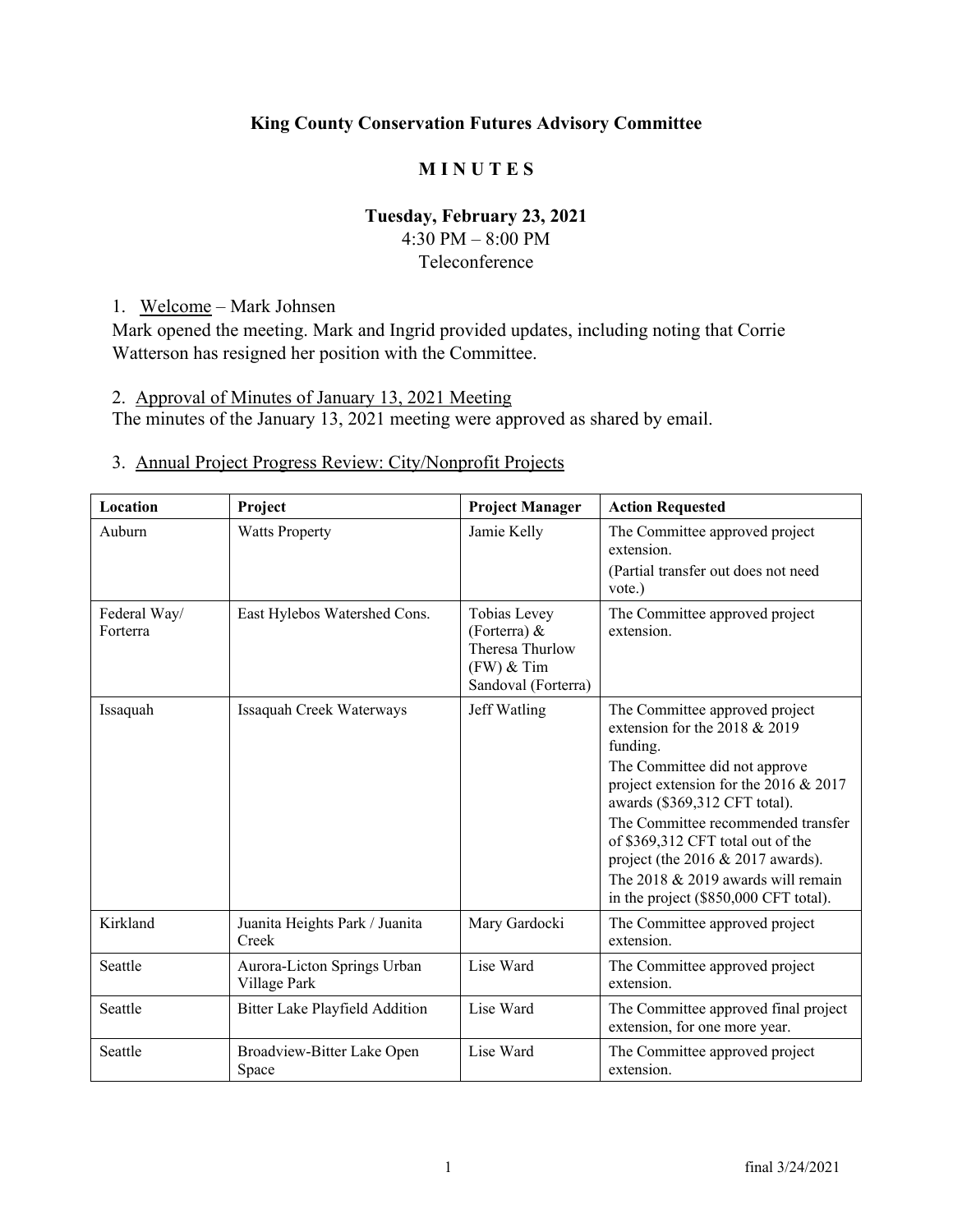**King County Conservation Futures Advisory Committee**

**M I N U T E S**

**Tuesday, February 23, 2021**
4:30 PM – 8:00 PM
Teleconference

1. Welcome – Mark Johnsen

Mark opened the meeting. Mark and Ingrid provided updates, including noting that Corrie Watterson has resigned her position with the Committee.

2. Approval of Minutes of January 13, 2021 Meeting

The minutes of the January 13, 2021 meeting were approved as shared by email.

3. Annual Project Progress Review: City/Nonprofit Projects

| Location | Project | Project Manager | Action Requested |
|---|---|---|---|
| Auburn | Watts Property | Jamie Kelly | The Committee approved project extension.<br>(Partial transfer out does not need vote.) |
| Federal Way/ Forterra | East Hylebos Watershed Cons. | Tobias Levey (Forterra) & Theresa Thurlow (FW) & Tim Sandoval (Forterra) | The Committee approved project extension. |
| Issaquah | Issaquah Creek Waterways | Jeff Watling | The Committee approved project extension for the 2018 & 2019 funding.<br>The Committee did not approve project extension for the 2016 & 2017 awards ($369,312 CFT total).<br>The Committee recommended transfer of $369,312 CFT total out of the project (the 2016 & 2017 awards).<br>The 2018 & 2019 awards will remain in the project ($850,000 CFT total). |
| Kirkland | Juanita Heights Park / Juanita Creek | Mary Gardocki | The Committee approved project extension. |
| Seattle | Aurora-Licton Springs Urban Village Park | Lise Ward | The Committee approved project extension. |
| Seattle | Bitter Lake Playfield Addition | Lise Ward | The Committee approved final project extension, for one more year. |
| Seattle | Broadview-Bitter Lake Open Space | Lise Ward | The Committee approved project extension. |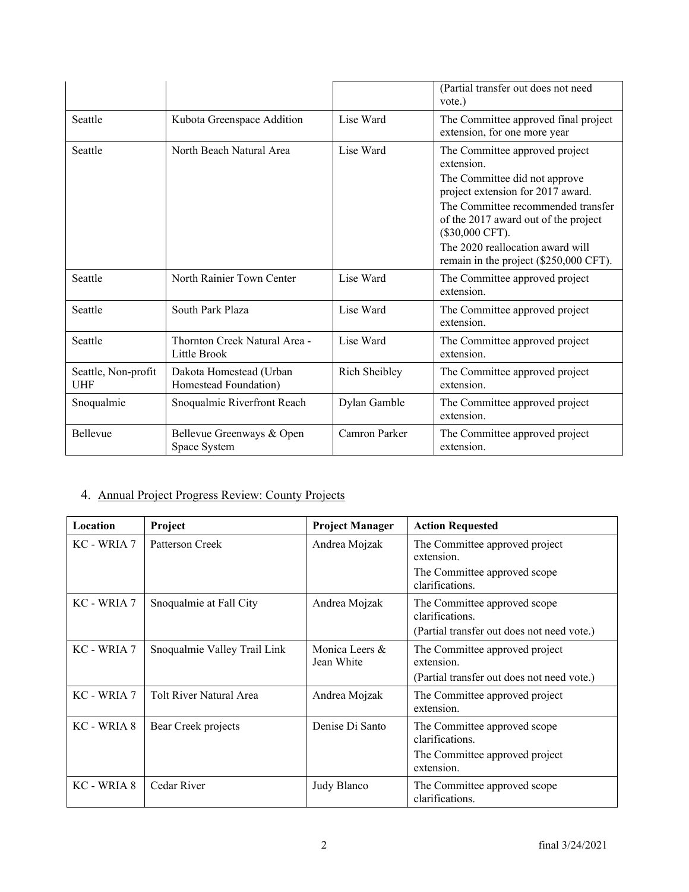| | | | (Partial transfer out does not need vote.) |
|---|---|---|---|
| Seattle | Kubota Greenspace Addition | Lise Ward | The Committee approved final project extension, for one more year |
| Seattle | North Beach Natural Area | Lise Ward | The Committee approved project extension.<br>The Committee did not approve project extension for 2017 award.<br>The Committee recommended transfer of the 2017 award out of the project ($30,000 CFT).<br>The 2020 reallocation award will remain in the project ($250,000 CFT). |
| Seattle | North Rainier Town Center | Lise Ward | The Committee approved project extension. |
| Seattle | South Park Plaza | Lise Ward | The Committee approved project extension. |
| Seattle | Thornton Creek Natural Area - Little Brook | Lise Ward | The Committee approved project extension. |
| Seattle, Non-profit UHF | Dakota Homestead (Urban Homestead Foundation) | Rich Sheibley | The Committee approved project extension. |
| Snoqualmie | Snoqualmie Riverfront Reach | Dylan Gamble | The Committee approved project extension. |
| Bellevue | Bellevue Greenways & Open Space System | Camron Parker | The Committee approved project extension. |

4. Annual Project Progress Review: County Projects

| Location | Project | Project Manager | Action Requested |
|---|---|---|---|
| KC - WRIA 7 | Patterson Creek | Andrea Mojzak | The Committee approved project extension.<br>The Committee approved scope clarifications. |
| KC - WRIA 7 | Snoqualmie at Fall City | Andrea Mojzak | The Committee approved scope clarifications.<br>(Partial transfer out does not need vote.) |
| KC - WRIA 7 | Snoqualmie Valley Trail Link | Monica Leers & Jean White | The Committee approved project extension.<br>(Partial transfer out does not need vote.) |
| KC - WRIA 7 | Tolt River Natural Area | Andrea Mojzak | The Committee approved project extension. |
| KC - WRIA 8 | Bear Creek projects | Denise Di Santo | The Committee approved scope clarifications.<br>The Committee approved project extension. |
| KC - WRIA 8 | Cedar River | Judy Blanco | The Committee approved scope clarifications. |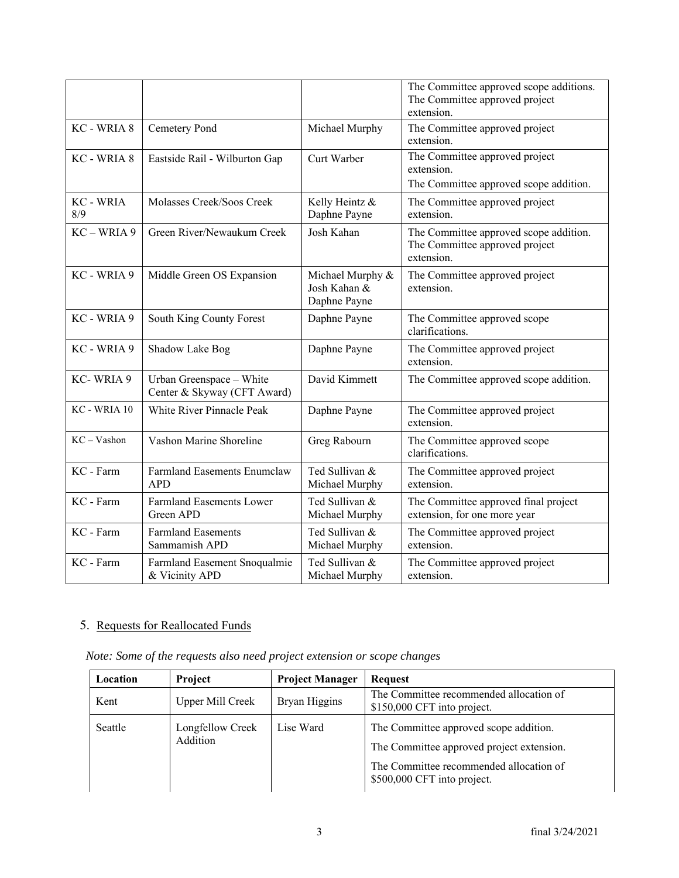| | | | The Committee approved scope additions. The Committee approved project extension. |
|---|---|---|---|
| KC - WRIA 8 | Cemetery Pond | Michael Murphy | The Committee approved project extension. |
| KC - WRIA 8 | Eastside Rail - Wilburton Gap | Curt Warber | The Committee approved project extension. The Committee approved scope addition. |
| KC - WRIA 8/9 | Molasses Creek/Soos Creek | Kelly Heintz & Daphne Payne | The Committee approved project extension. |
| KC – WRIA 9 | Green River/Newaukum Creek | Josh Kahan | The Committee approved scope addition. The Committee approved project extension. |
| KC - WRIA 9 | Middle Green OS Expansion | Michael Murphy & Josh Kahan & Daphne Payne | The Committee approved project extension. |
| KC - WRIA 9 | South King County Forest | Daphne Payne | The Committee approved scope clarifications. |
| KC - WRIA 9 | Shadow Lake Bog | Daphne Payne | The Committee approved project extension. |
| KC- WRIA 9 | Urban Greenspace – White Center & Skyway (CFT Award) | David Kimmett | The Committee approved scope addition. |
| KC - WRIA 10 | White River Pinnacle Peak | Daphne Payne | The Committee approved project extension. |
| KC – Vashon | Vashon Marine Shoreline | Greg Rabourn | The Committee approved scope clarifications. |
| KC - Farm | Farmland Easements Enumclaw APD | Ted Sullivan & Michael Murphy | The Committee approved project extension. |
| KC - Farm | Farmland Easements Lower Green APD | Ted Sullivan & Michael Murphy | The Committee approved final project extension, for one more year |
| KC - Farm | Farmland Easements Sammamish APD | Ted Sullivan & Michael Murphy | The Committee approved project extension. |
| KC - Farm | Farmland Easement Snoqualmie & Vicinity APD | Ted Sullivan & Michael Murphy | The Committee approved project extension. |

5. Requests for Reallocated Funds

*Note: Some of the requests also need project extension or scope changes*

| Location | Project | Project Manager | Request |
|---|---|---|---|
| Kent | Upper Mill Creek | Bryan Higgins | The Committee recommended allocation of $150,000 CFT into project. |
| Seattle | Longfellow Creek Addition | Lise Ward | The Committee approved scope addition. The Committee approved project extension. The Committee recommended allocation of $500,000 CFT into project. |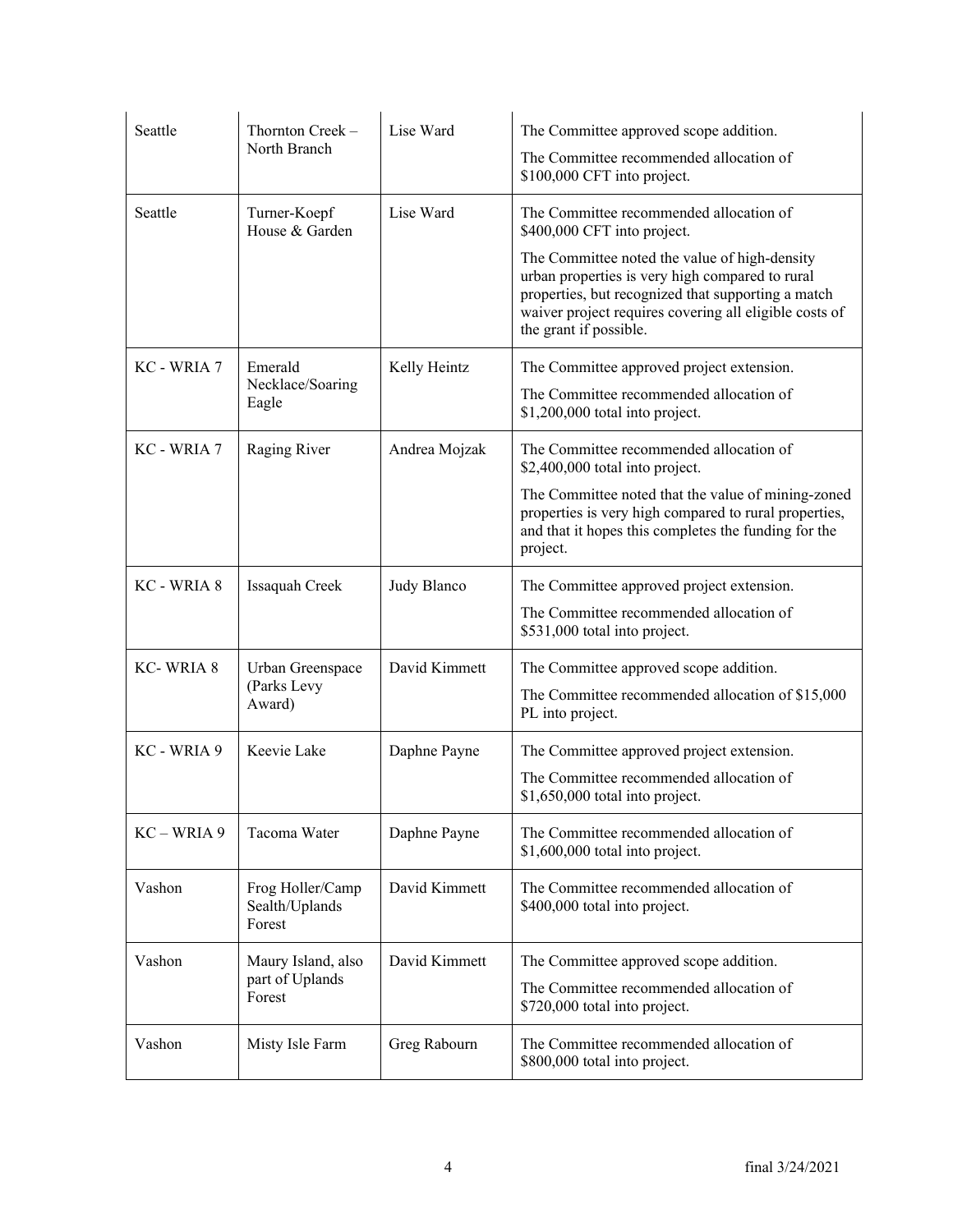| Seattle | Thornton Creek – North Branch | Lise Ward | The Committee approved scope addition.<br>The Committee recommended allocation of $100,000 CFT into project. |
|---|---|---|---|
| Seattle | Turner-Koepf House & Garden | Lise Ward | The Committee recommended allocation of $400,000 CFT into project.<br>The Committee noted the value of high-density urban properties is very high compared to rural properties, but recognized that supporting a match waiver project requires covering all eligible costs of the grant if possible. |
| KC - WRIA 7 | Emerald Necklace/Soaring Eagle | Kelly Heintz | The Committee approved project extension.<br>The Committee recommended allocation of $1,200,000 total into project. |
| KC - WRIA 7 | Raging River | Andrea Mojzak | The Committee recommended allocation of $2,400,000 total into project.<br>The Committee noted that the value of mining-zoned properties is very high compared to rural properties, and that it hopes this completes the funding for the project. |
| KC - WRIA 8 | Issaquah Creek | Judy Blanco | The Committee approved project extension.<br>The Committee recommended allocation of $531,000 total into project. |
| KC- WRIA 8 | Urban Greenspace (Parks Levy Award) | David Kimmett | The Committee approved scope addition.<br>The Committee recommended allocation of $15,000 PL into project. |
| KC - WRIA 9 | Keevie Lake | Daphne Payne | The Committee approved project extension.<br>The Committee recommended allocation of $1,650,000 total into project. |
| KC – WRIA 9 | Tacoma Water | Daphne Payne | The Committee recommended allocation of $1,600,000 total into project. |
| Vashon | Frog Holler/Camp Sealth/Uplands Forest | David Kimmett | The Committee recommended allocation of $400,000 total into project. |
| Vashon | Maury Island, also part of Uplands Forest | David Kimmett | The Committee approved scope addition.<br>The Committee recommended allocation of $720,000 total into project. |
| Vashon | Misty Isle Farm | Greg Rabourn | The Committee recommended allocation of $800,000 total into project. |

final 3/24/2021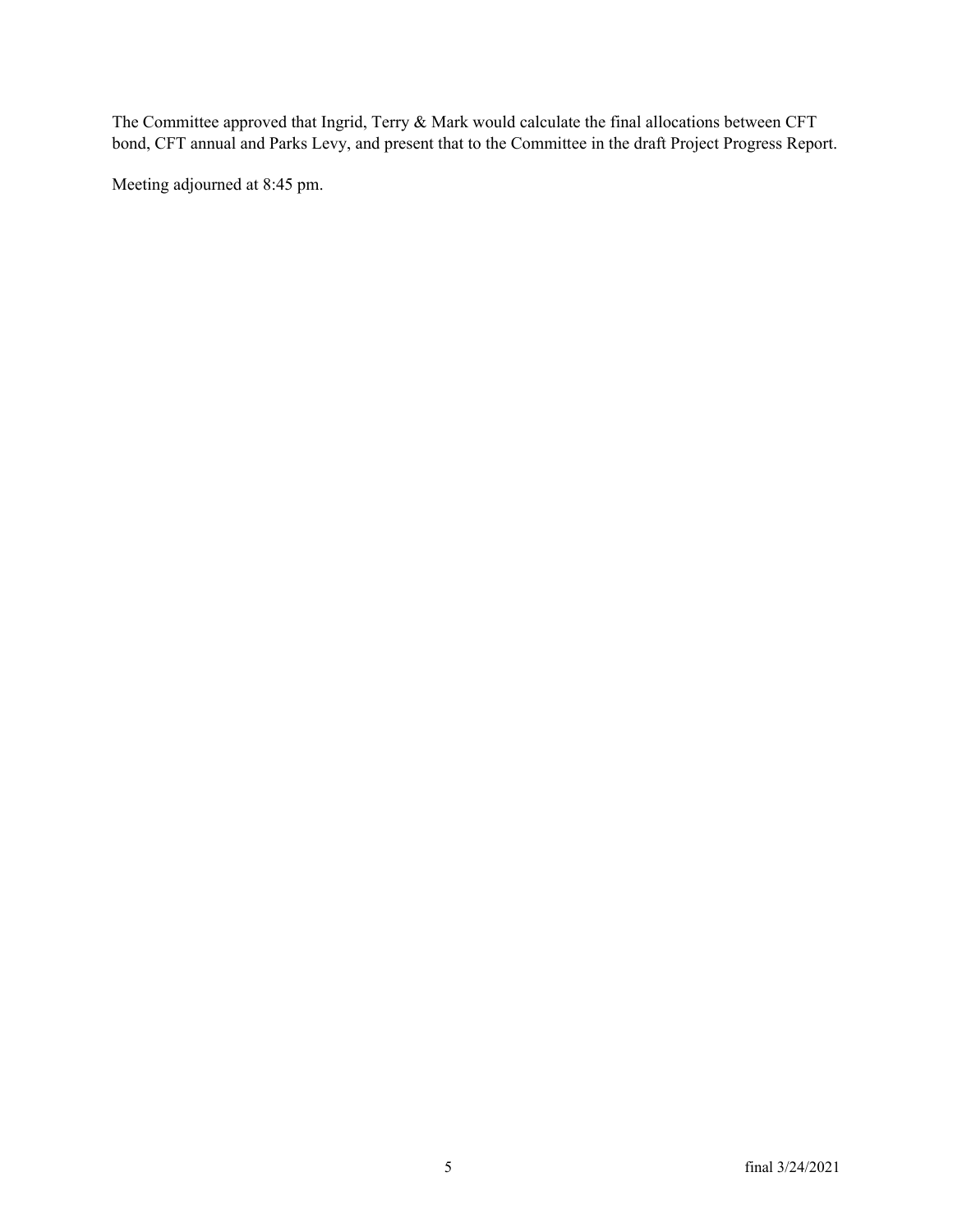The Committee approved that Ingrid, Terry & Mark would calculate the final allocations between CFT bond, CFT annual and Parks Levy, and present that to the Committee in the draft Project Progress Report.

Meeting adjourned at 8:45 pm.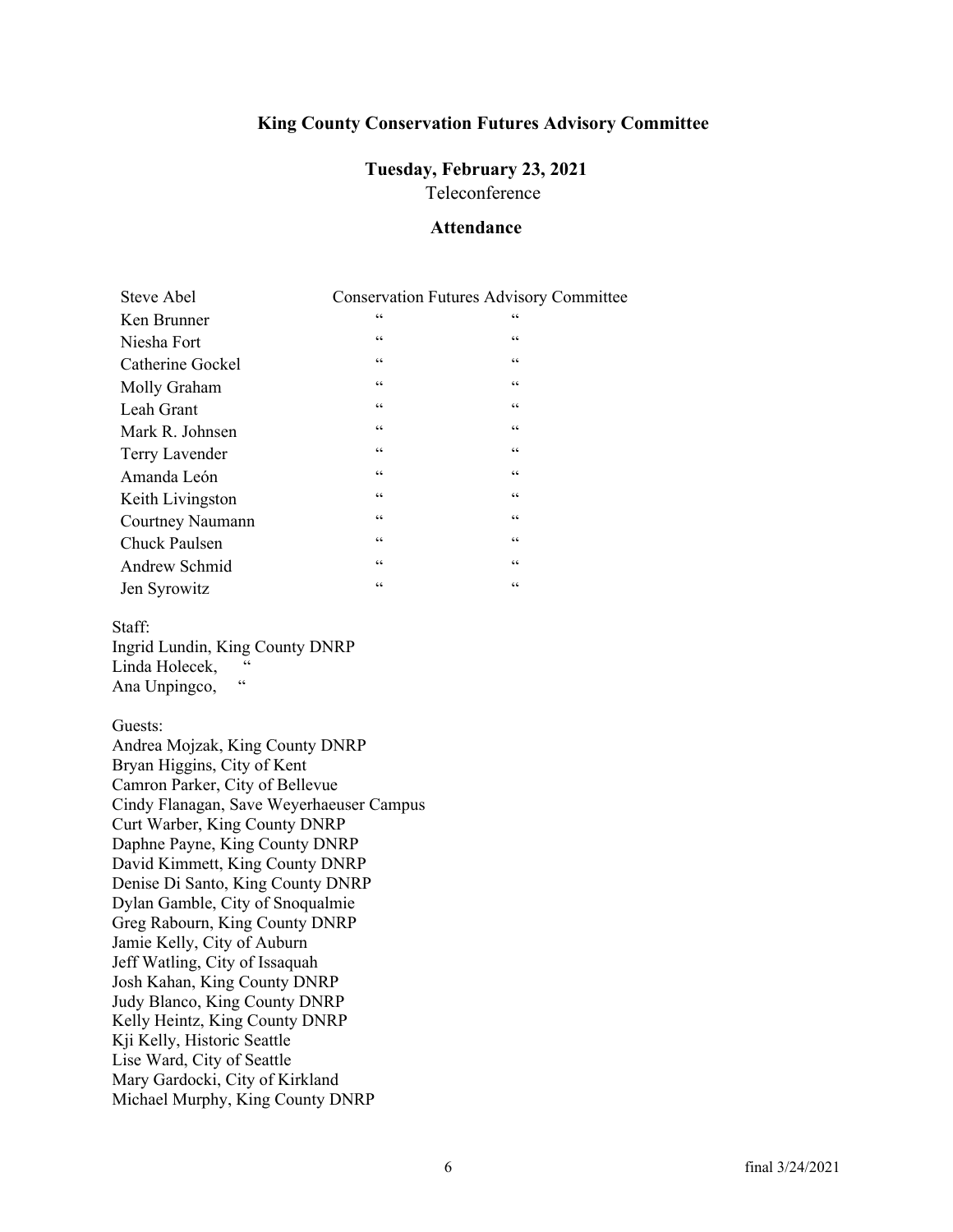**King County Conservation Futures Advisory Committee**

**Tuesday, February 23, 2021**

Teleconference

**Attendance**

| | | |
|---|---|---|
| Steve Abel | Conservation Futures Advisory Committee | |
| Ken Brunner | " | " |
| Niesha Fort | " | " |
| Catherine Gockel | " | " |
| Molly Graham | " | " |
| Leah Grant | " | " |
| Mark R. Johnsen | " | " |
| Terry Lavender | " | " |
| Amanda León | " | " |
| Keith Livingston | " | " |
| Courtney Naumann | " | " |
| Chuck Paulsen | " | " |
| Andrew Schmid | " | " |
| Jen Syrowitz | " | " |

Staff:
Ingrid Lundin, King County DNRP
Linda Holecek, "
Ana Unpingco, "

Guests:
Andrea Mojzak, King County DNRP
Bryan Higgins, City of Kent
Camron Parker, City of Bellevue
Cindy Flanagan, Save Weyerhaeuser Campus
Curt Warber, King County DNRP
Daphne Payne, King County DNRP
David Kimmett, King County DNRP
Denise Di Santo, King County DNRP
Dylan Gamble, City of Snoqualmie
Greg Rabourn, King County DNRP
Jamie Kelly, City of Auburn
Jeff Watling, City of Issaquah
Josh Kahan, King County DNRP
Judy Blanco, King County DNRP
Kelly Heintz, King County DNRP
Kji Kelly, Historic Seattle
Lise Ward, City of Seattle
Mary Gardocki, City of Kirkland
Michael Murphy, King County DNRP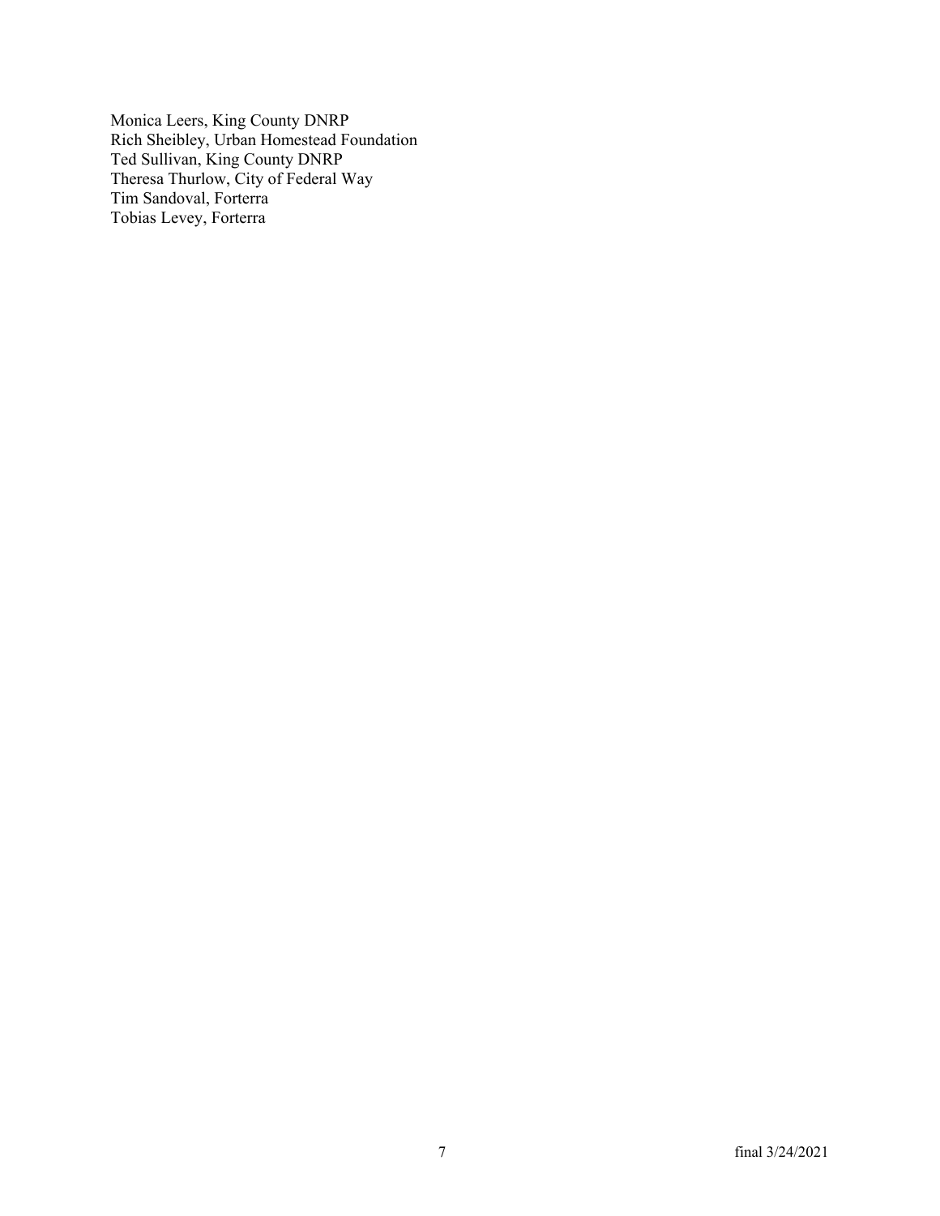Monica Leers, King County DNRP
Rich Sheibley, Urban Homestead Foundation
Ted Sullivan, King County DNRP
Theresa Thurlow, City of Federal Way
Tim Sandoval, Forterra
Tobias Levey, Forterra